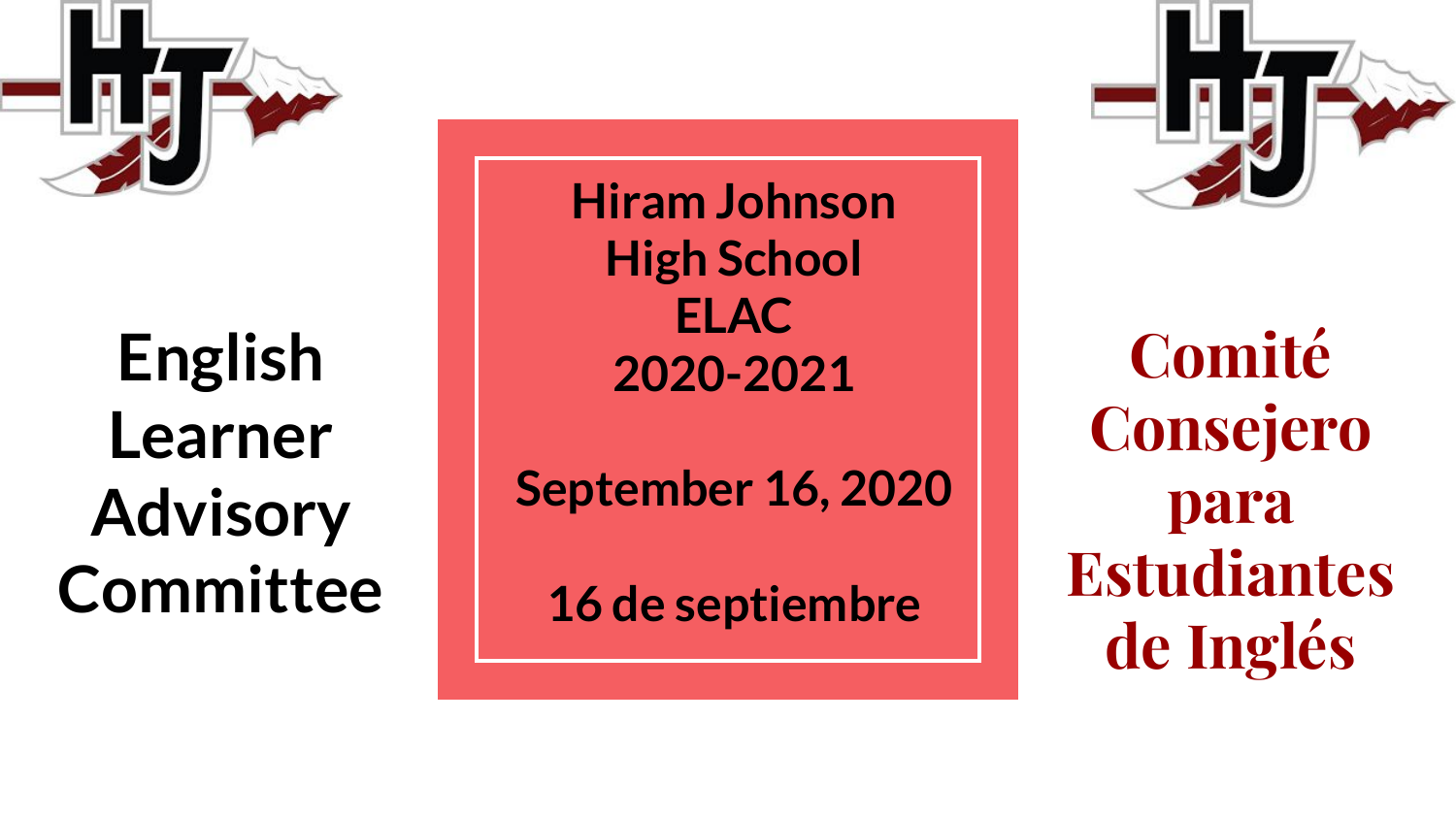# English Learner Advisory Committee

# Hiram Johnson High School ELAC 2020-2021

**September 16, 2020**

**16 de septiembre**

# Comité Consejero para Estudiantes de Inglés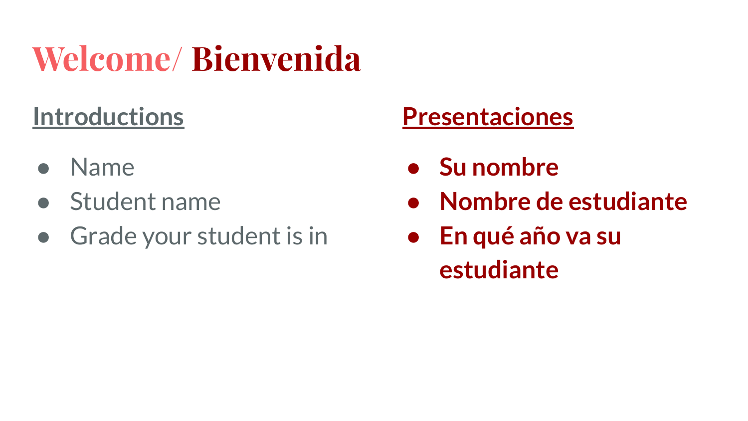# Welcome/ Bienvenida

## Introductions

- Name
- Student name
- Grade your student is in

## Presentaciones

- **Su nombre**
- **Nombre de estudiante**
- **En qué año va su estudiante**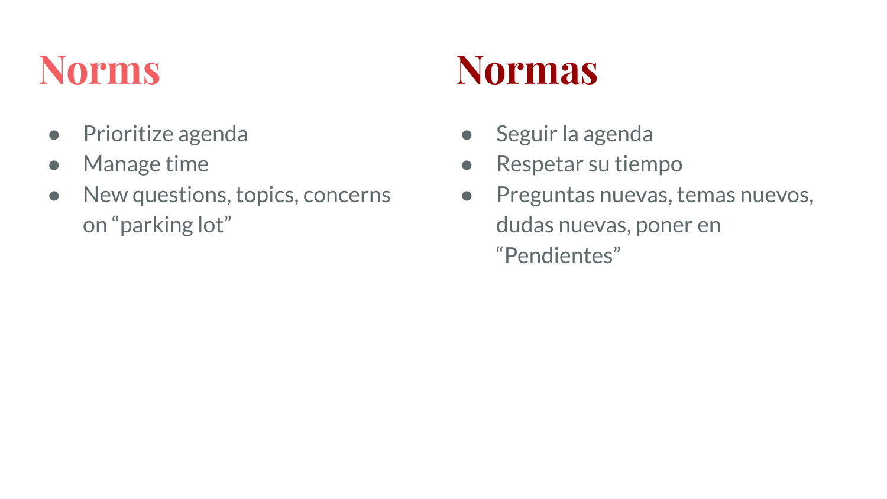# Norms

- Prioritize agenda
- Manage time
- New questions, topics, concerns on “parking lot”

# Normas

- Seguir la agenda
- Respetar su tiempo
- Preguntas nuevas, temas nuevos, dudas nuevas, poner en “Pendientes”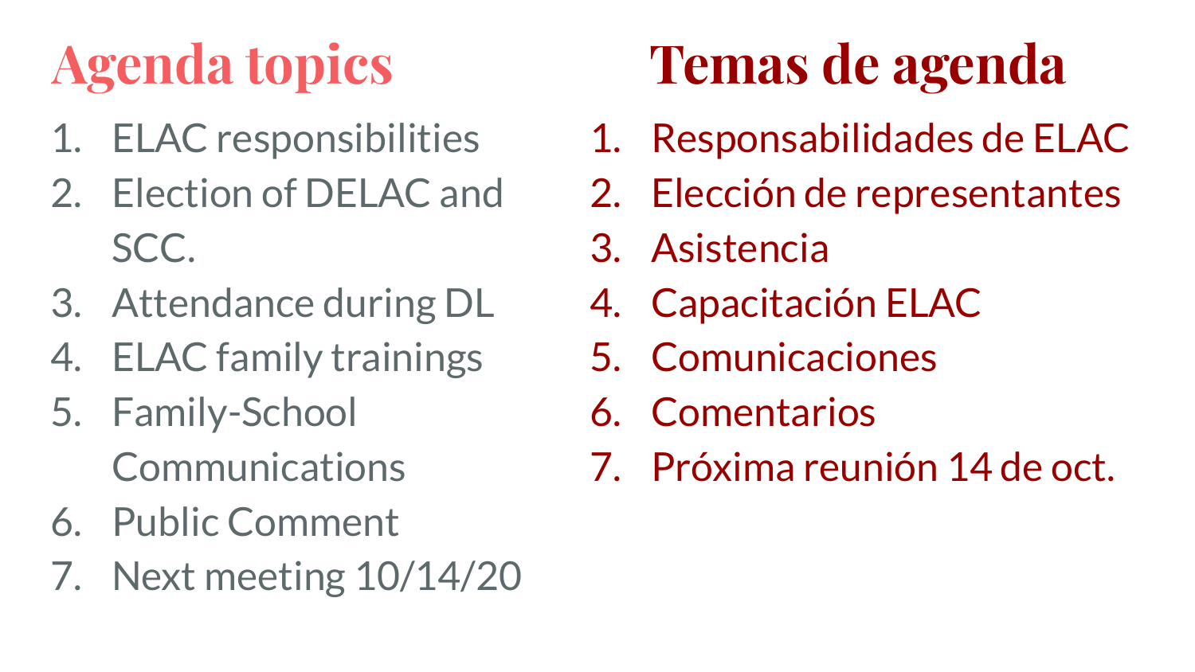## Agenda topics

1. ELAC responsibilities
2. Election of DELAC and SCC.
3. Attendance during DL
4. ELAC family trainings
5. Family-School Communications
6. Public Comment
7. Next meeting 10/14/20

## Temas de agenda

1. Responsabilidades de ELAC
2. Elección de representantes
3. Asistencia
4. Capacitación ELAC
5. Comunicaciones
6. Comentarios
7. Próxima reunión 14 de oct.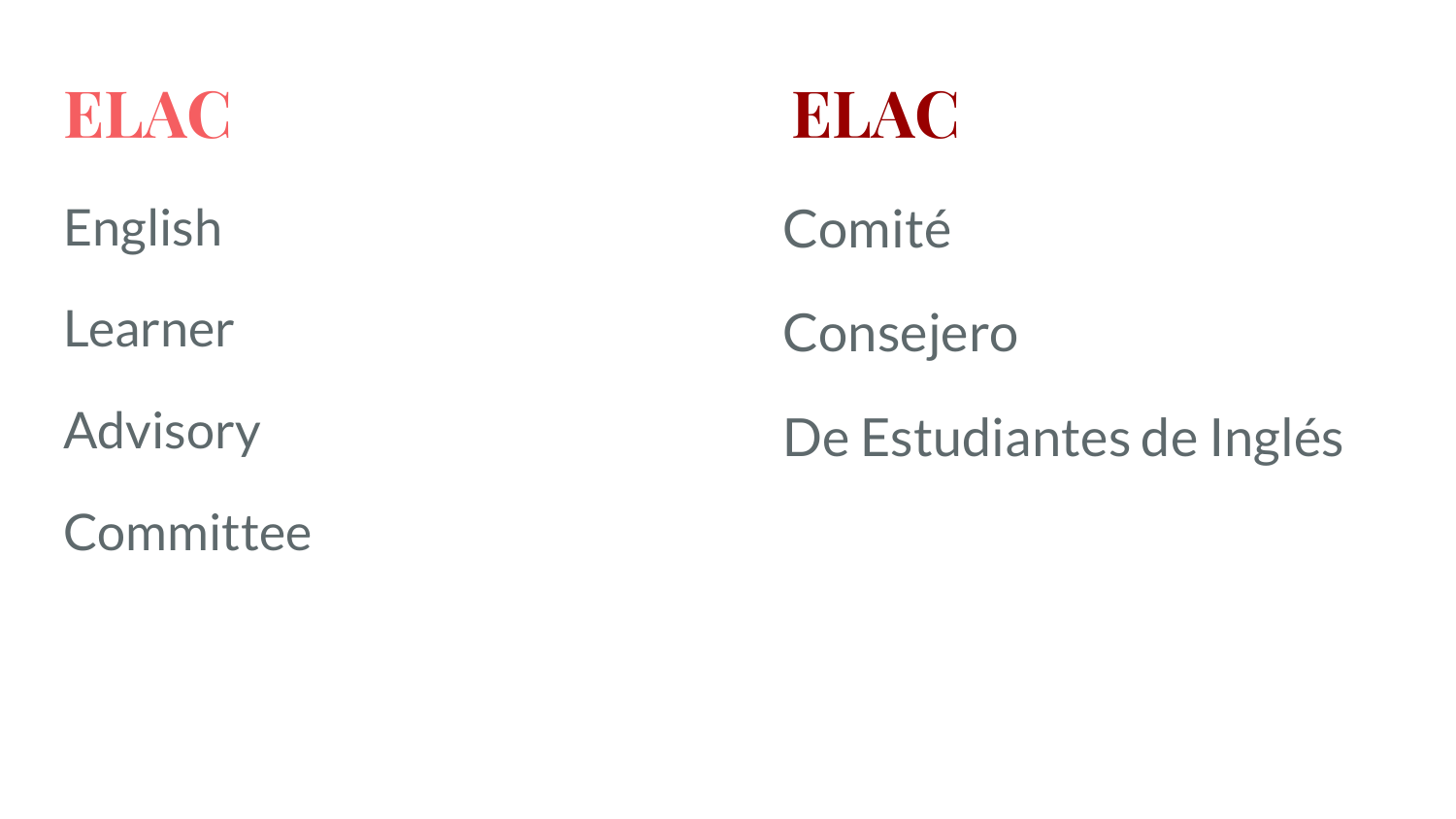## ELAC

English

Learner

Advisory

Committee

## ELAC

Comité

Consejero

De Estudiantes de Inglés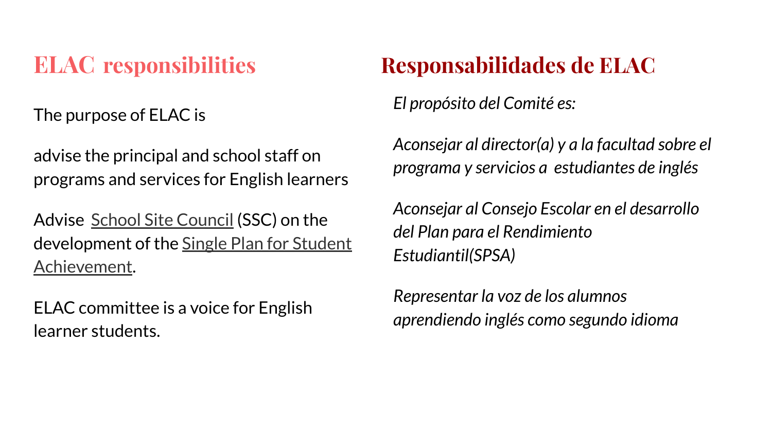## ELAC responsibilities

The purpose of ELAC is

advise the principal and school staff on programs and services for English learners

Advise School Site Council (SSC) on the development of the Single Plan for Student Achievement.

ELAC committee is a voice for English learner students.

## Responsabilidades de ELAC

*El propósito del Comité es:*

*Aconsejar al director(a) y a la facultad sobre el programa y servicios a estudiantes de inglés*

*Aconsejar al Consejo Escolar en el desarrollo del Plan para el Rendimiento Estudiantil(SPSA)*

*Representar la voz de los alumnos aprendiendo inglés como segundo idioma*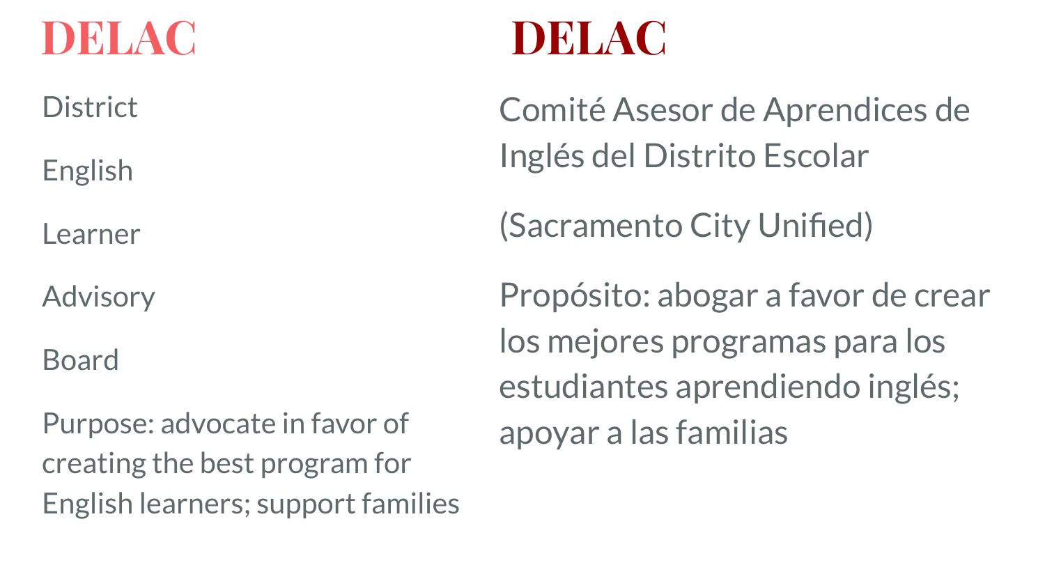# DELAC

District

English

Learner

Advisory

Board

Purpose: advocate in favor of creating the best program for English learners; support families

# DELAC

Comité Asesor de Aprendices de Inglés del Distrito Escolar

(Sacramento City Unified)

Propósito: abogar a favor de crear los mejores programas para los estudiantes aprendiendo inglés; apoyar a las familias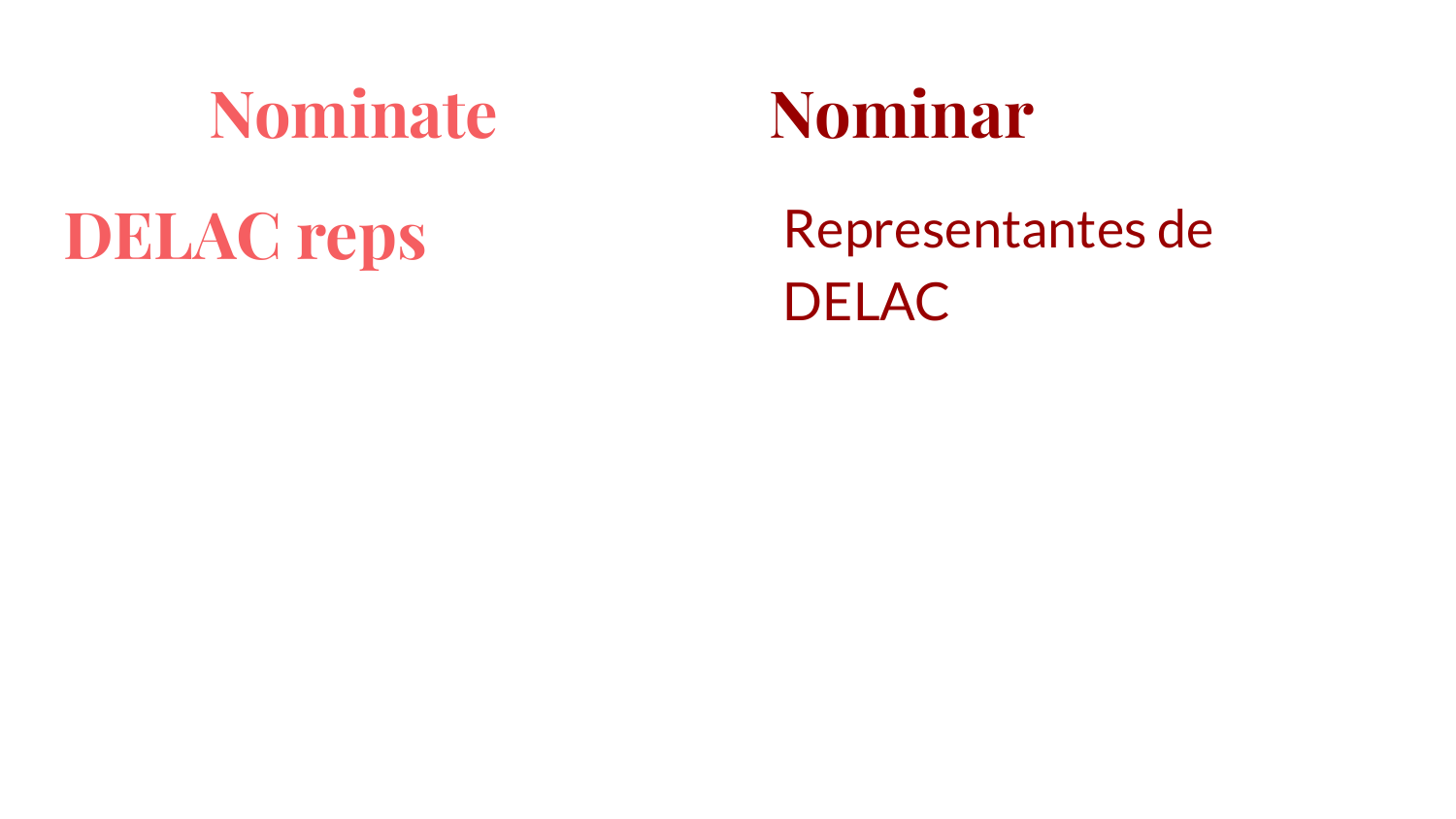## Nominate

## Nominar

## DELAC reps

Representantes de DELAC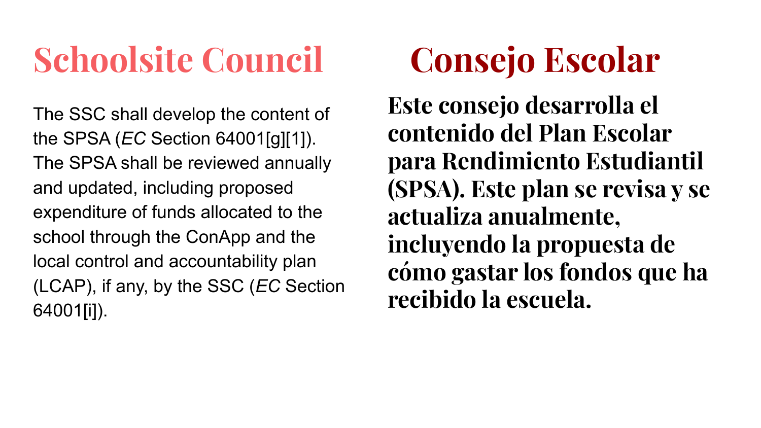# Schoolsite Council

The SSC shall develop the content of the SPSA (*EC* Section 64001[g][1]). The SPSA shall be reviewed annually and updated, including proposed expenditure of funds allocated to the school through the ConApp and the local control and accountability plan (LCAP), if any, by the SSC (*EC* Section 64001[i]).

# Consejo Escolar

**Este consejo desarrolla el contenido del Plan Escolar para Rendimiento Estudiantil (SPSA). Este plan se revisa y se actualiza anualmente, incluyendo la propuesta de cómo gastar los fondos que ha recibido la escuela.**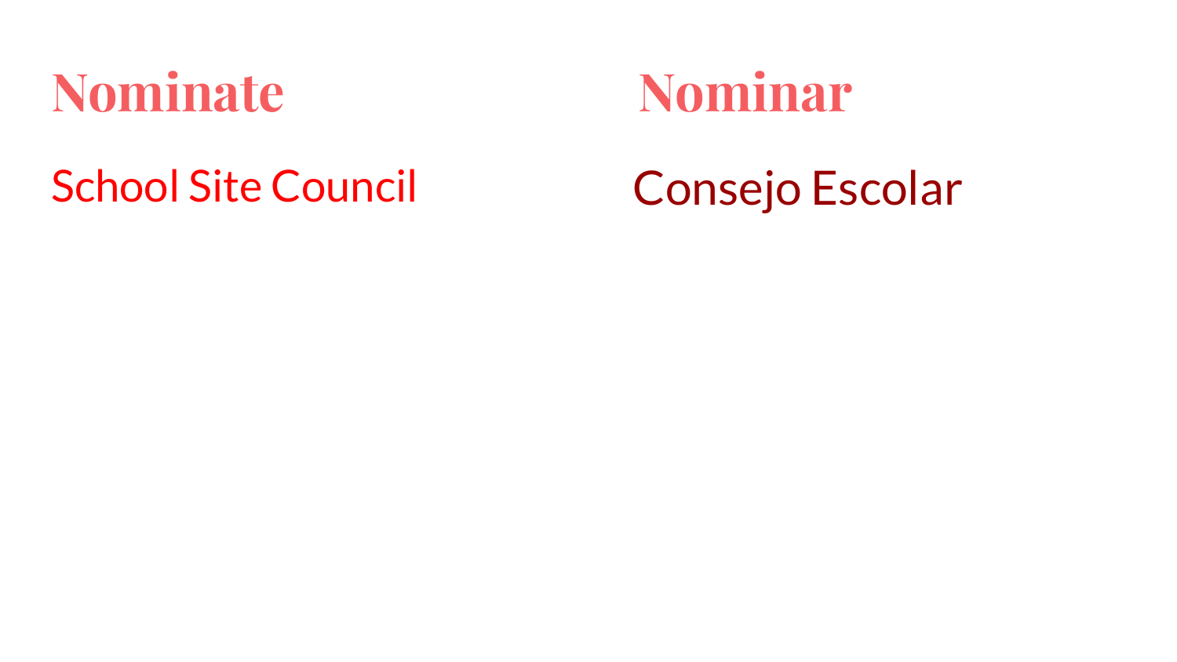# Nominate

School Site Council

# Nominar

Consejo Escolar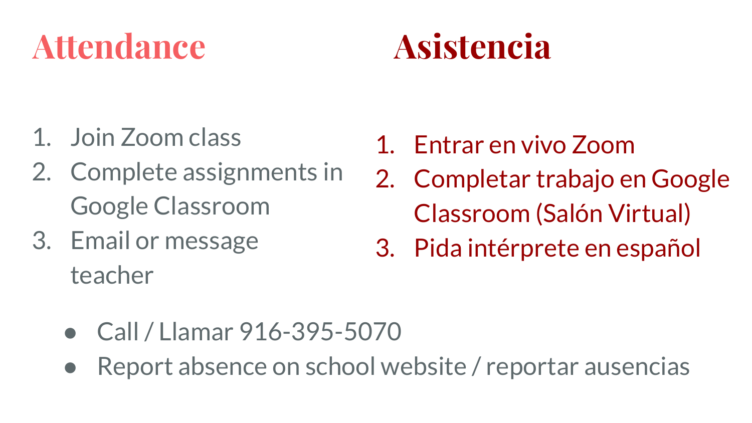## Attendance

1. Join Zoom class
2. Complete assignments in Google Classroom
3. Email or message teacher

## Asistencia

1. Entrar en vivo Zoom
2. Completar trabajo en Google Classroom (Salón Virtual)
3. Pida intérprete en español

- Call / Llamar 916-395-5070
- Report absence on school website / reportar ausencias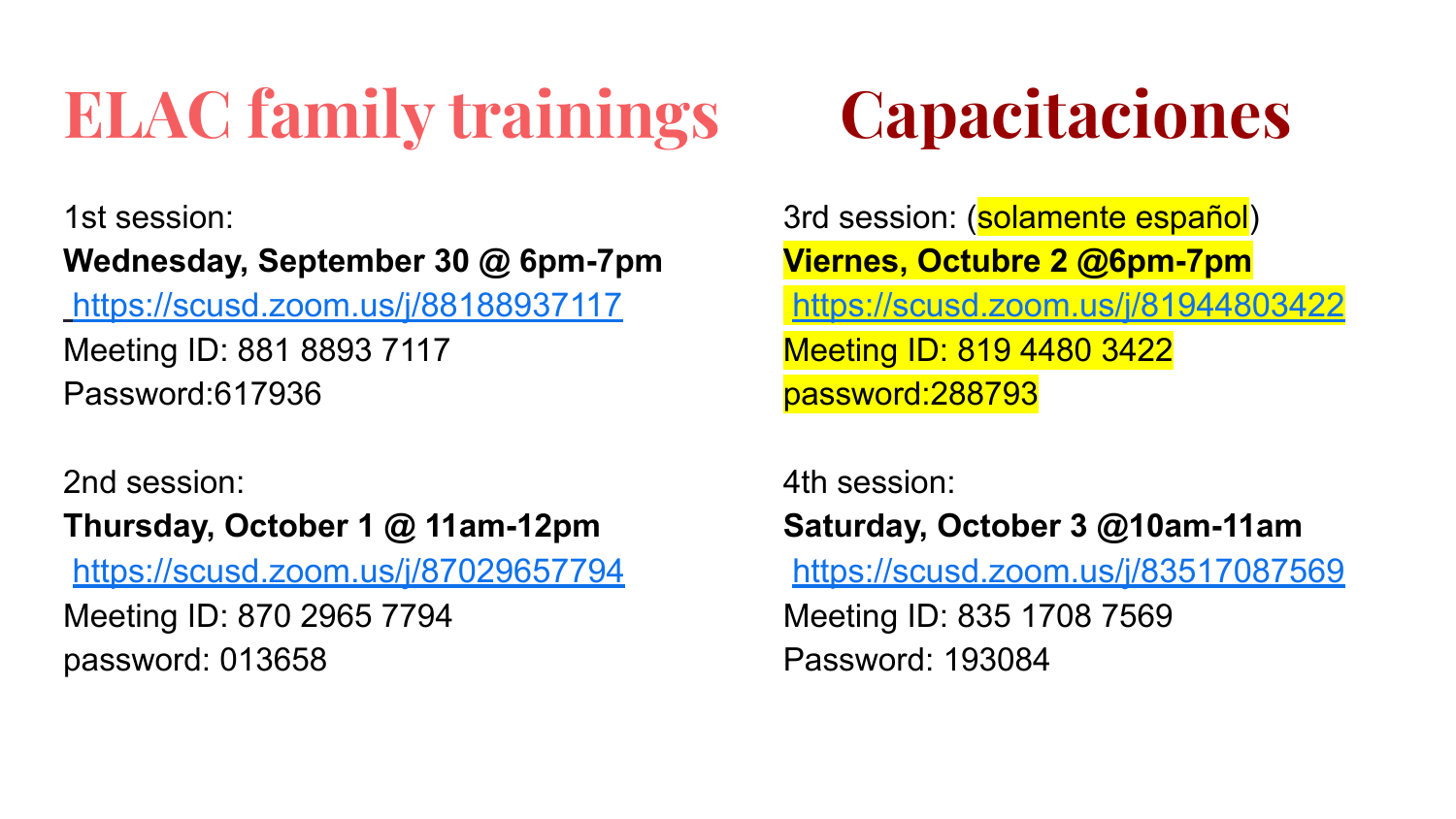# ELAC family trainings

# Capacitaciones

1st session:
**Wednesday, September 30 @ 6pm-7pm**
https://scusd.zoom.us/j/88188937117
Meeting ID: 881 8893 7117
Password:617936

2nd session:
**Thursday, October 1 @ 11am-12pm**
https://scusd.zoom.us/j/87029657794
Meeting ID: 870 2965 7794
password: 013658

3rd session: (solamente español)
**Viernes, Octubre 2 @6pm-7pm**
https://scusd.zoom.us/j/81944803422
Meeting ID: 819 4480 3422
password:288793

4th session:
**Saturday, October 3 @10am-11am**
https://scusd.zoom.us/j/83517087569
Meeting ID: 835 1708 7569
Password: 193084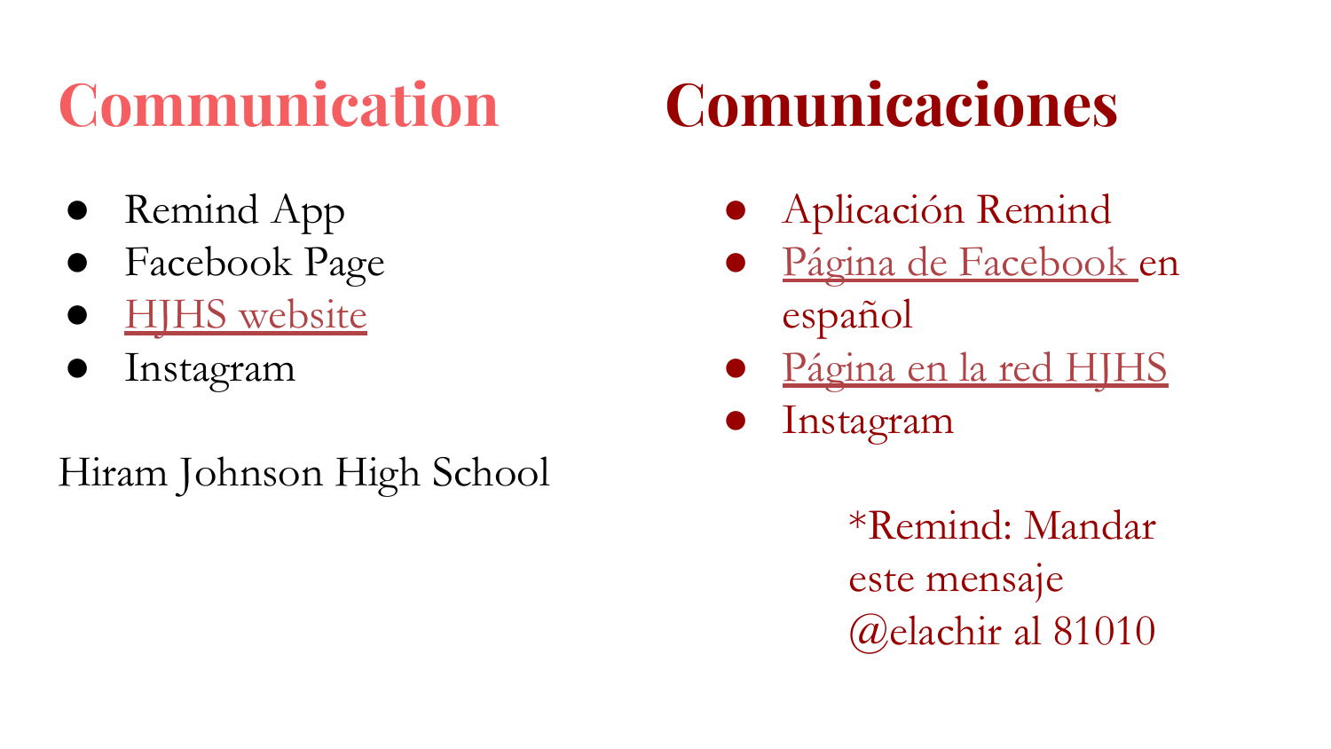# Communication

- Remind App
- Facebook Page
- HJHS website
- Instagram

Hiram Johnson High School

# Comunicaciones

- Aplicación Remind
- Página de Facebook en español
- Página en la red HJHS
- Instagram

*Remind: Mandar este mensaje @elachir al 81010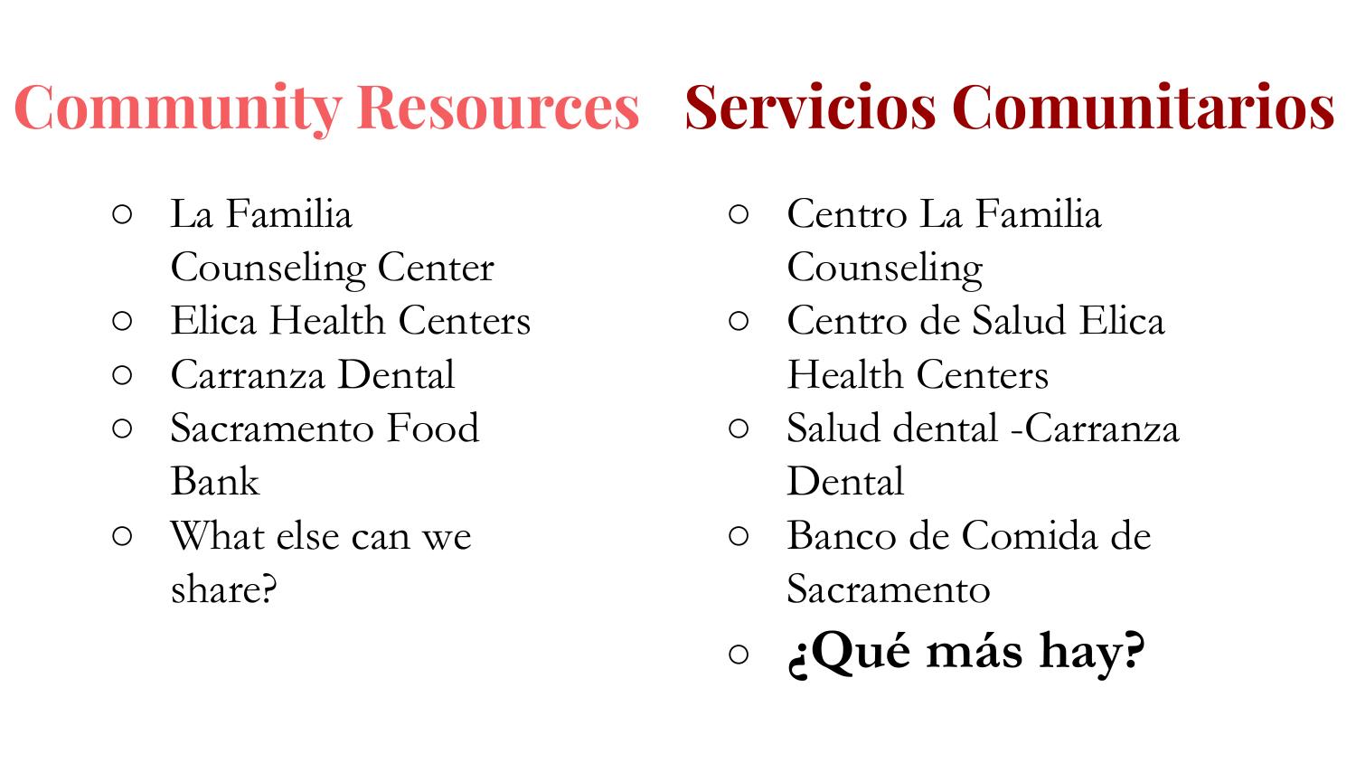# Community Resources

- La Familia Counseling Center
- Elica Health Centers
- Carranza Dental
- Sacramento Food Bank
- What else can we share?

# Servicios Comunitarios

- Centro La Familia Counseling
- Centro de Salud Elica Health Centers
- Salud dental -Carranza Dental
- Banco de Comida de Sacramento
- **¿Qué más hay?**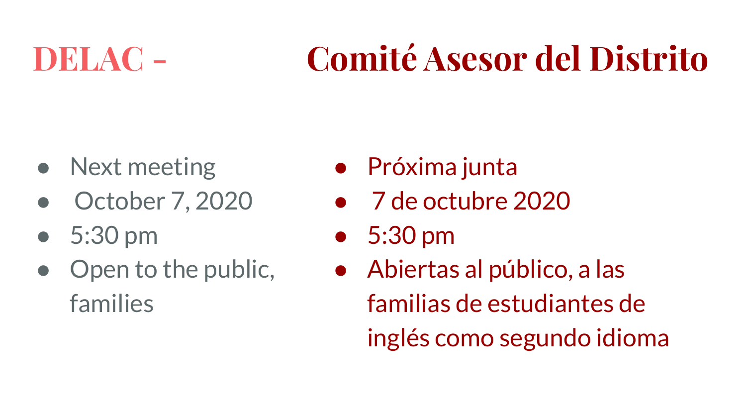# DELAC - Comité Asesor del Distrito

- Next meeting
- October 7, 2020
- 5:30 pm
- Open to the public, families

- Próxima junta
- 7 de octubre 2020
- 5:30 pm
- Abiertas al público, a las familias de estudiantes de inglés como segundo idioma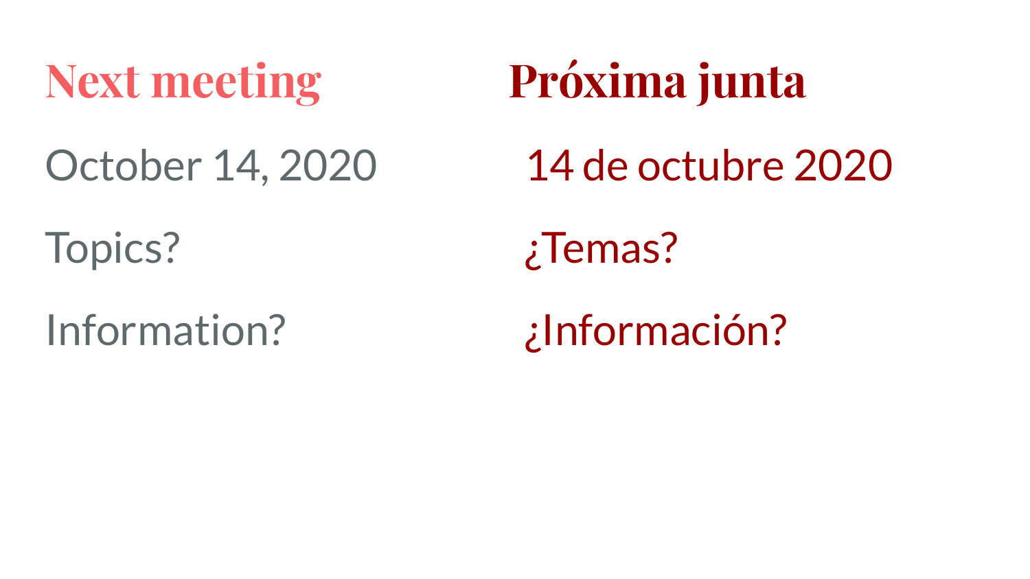## Next meeting

October 14, 2020

Topics?

Information?

## Próxima junta

14 de octubre 2020

¿Temas?

¿Información?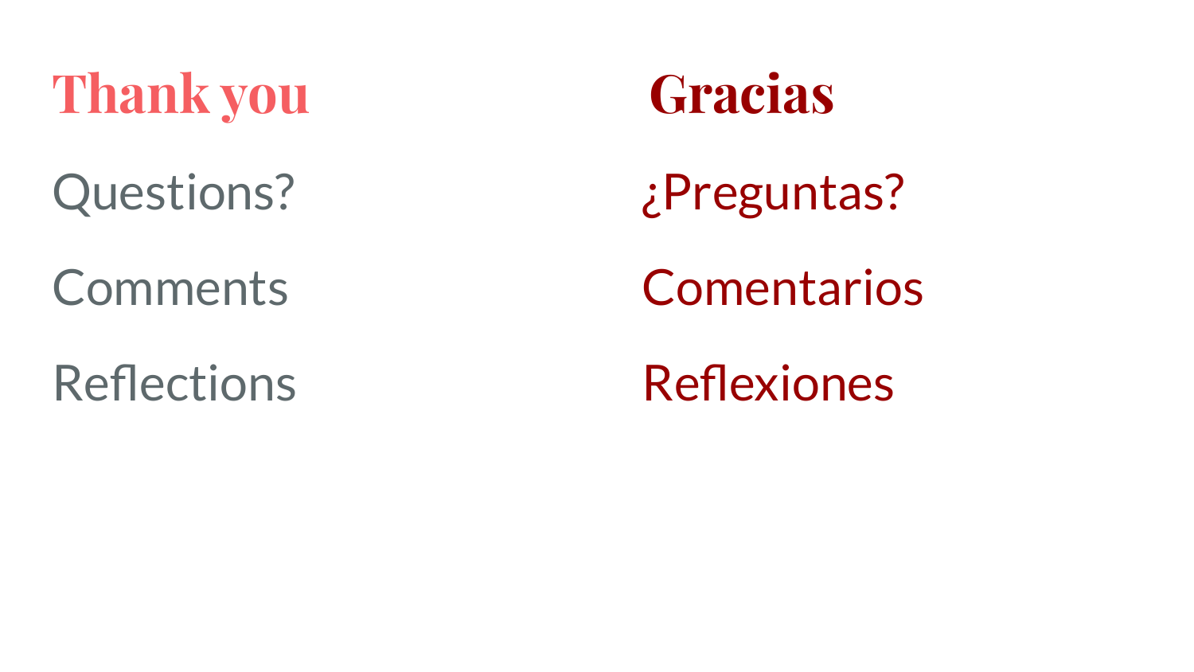# Thank you

Questions?

Comments

Reflections

# Gracias

¿Preguntas?

Comentarios

Reflexiones